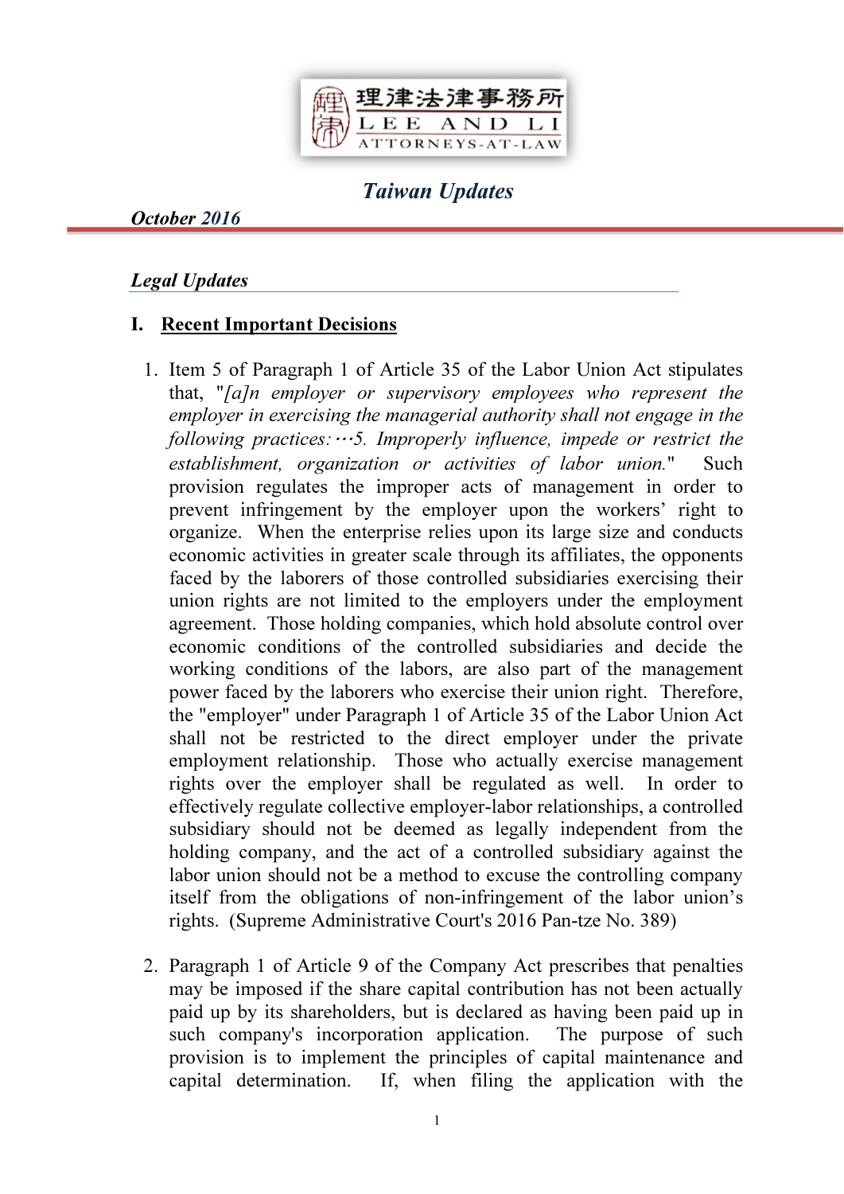理律法律事務所
LEE AND LI
ATTORNEYS-AT-LAW

# *Taiwan Updates*

***October 2016***

## ***Legal Updates***

### I. Recent Important Decisions

1. Item 5 of Paragraph 1 of Article 35 of the Labor Union Act stipulates that, "*[a]n employer or supervisory employees who represent the employer in exercising the managerial authority shall not engage in the following practices:…5. Improperly influence, impede or restrict the establishment, organization or activities of labor union.*" Such provision regulates the improper acts of management in order to prevent infringement by the employer upon the workers' right to organize. When the enterprise relies upon its large size and conducts economic activities in greater scale through its affiliates, the opponents faced by the laborers of those controlled subsidiaries exercising their union rights are not limited to the employers under the employment agreement. Those holding companies, which hold absolute control over economic conditions of the controlled subsidiaries and decide the working conditions of the labors, are also part of the management power faced by the laborers who exercise their union right. Therefore, the "employer" under Paragraph 1 of Article 35 of the Labor Union Act shall not be restricted to the direct employer under the private employment relationship. Those who actually exercise management rights over the employer shall be regulated as well. In order to effectively regulate collective employer-labor relationships, a controlled subsidiary should not be deemed as legally independent from the holding company, and the act of a controlled subsidiary against the labor union should not be a method to excuse the controlling company itself from the obligations of non-infringement of the labor union's rights. (Supreme Administrative Court's 2016 Pan-tze No. 389)

2. Paragraph 1 of Article 9 of the Company Act prescribes that penalties may be imposed if the share capital contribution has not been actually paid up by its shareholders, but is declared as having been paid up in such company's incorporation application. The purpose of such provision is to implement the principles of capital maintenance and capital determination. If, when filing the application with the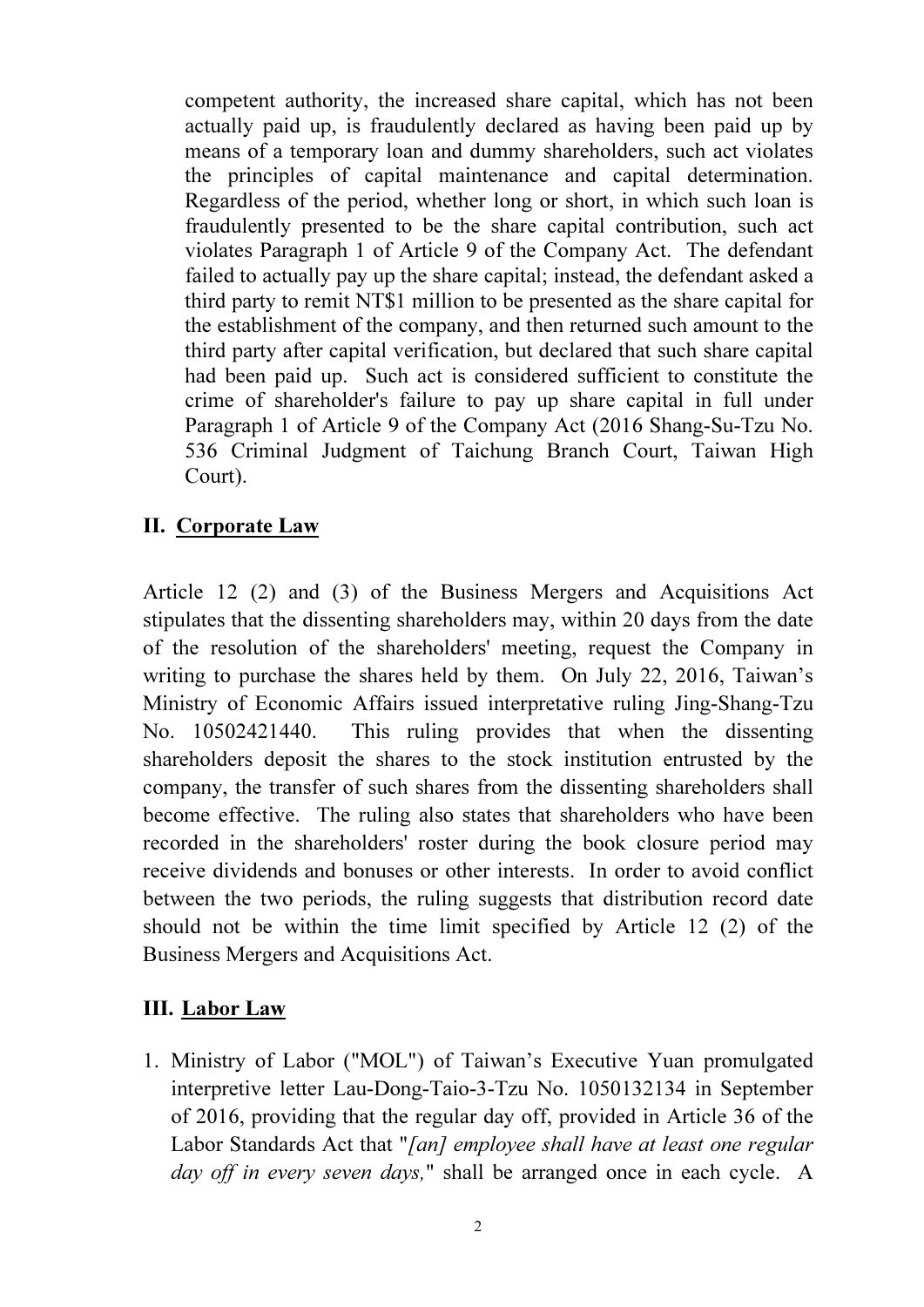competent authority, the increased share capital, which has not been actually paid up, is fraudulently declared as having been paid up by means of a temporary loan and dummy shareholders, such act violates the principles of capital maintenance and capital determination. Regardless of the period, whether long or short, in which such loan is fraudulently presented to be the share capital contribution, such act violates Paragraph 1 of Article 9 of the Company Act. The defendant failed to actually pay up the share capital; instead, the defendant asked a third party to remit NT$1 million to be presented as the share capital for the establishment of the company, and then returned such amount to the third party after capital verification, but declared that such share capital had been paid up. Such act is considered sufficient to constitute the crime of shareholder's failure to pay up share capital in full under Paragraph 1 of Article 9 of the Company Act (2016 Shang-Su-Tzu No. 536 Criminal Judgment of Taichung Branch Court, Taiwan High Court).

## II. Corporate Law

Article 12 (2) and (3) of the Business Mergers and Acquisitions Act stipulates that the dissenting shareholders may, within 20 days from the date of the resolution of the shareholders' meeting, request the Company in writing to purchase the shares held by them. On July 22, 2016, Taiwan's Ministry of Economic Affairs issued interpretative ruling Jing-Shang-Tzu No. 10502421440. This ruling provides that when the dissenting shareholders deposit the shares to the stock institution entrusted by the company, the transfer of such shares from the dissenting shareholders shall become effective. The ruling also states that shareholders who have been recorded in the shareholders' roster during the book closure period may receive dividends and bonuses or other interests. In order to avoid conflict between the two periods, the ruling suggests that distribution record date should not be within the time limit specified by Article 12 (2) of the Business Mergers and Acquisitions Act.

## III. Labor Law

1. Ministry of Labor ("MOL") of Taiwan's Executive Yuan promulgated interpretive letter Lau-Dong-Taio-3-Tzu No. 1050132134 in September of 2016, providing that the regular day off, provided in Article 36 of the Labor Standards Act that "*[an] employee shall have at least one regular day off in every seven days,*" shall be arranged once in each cycle. A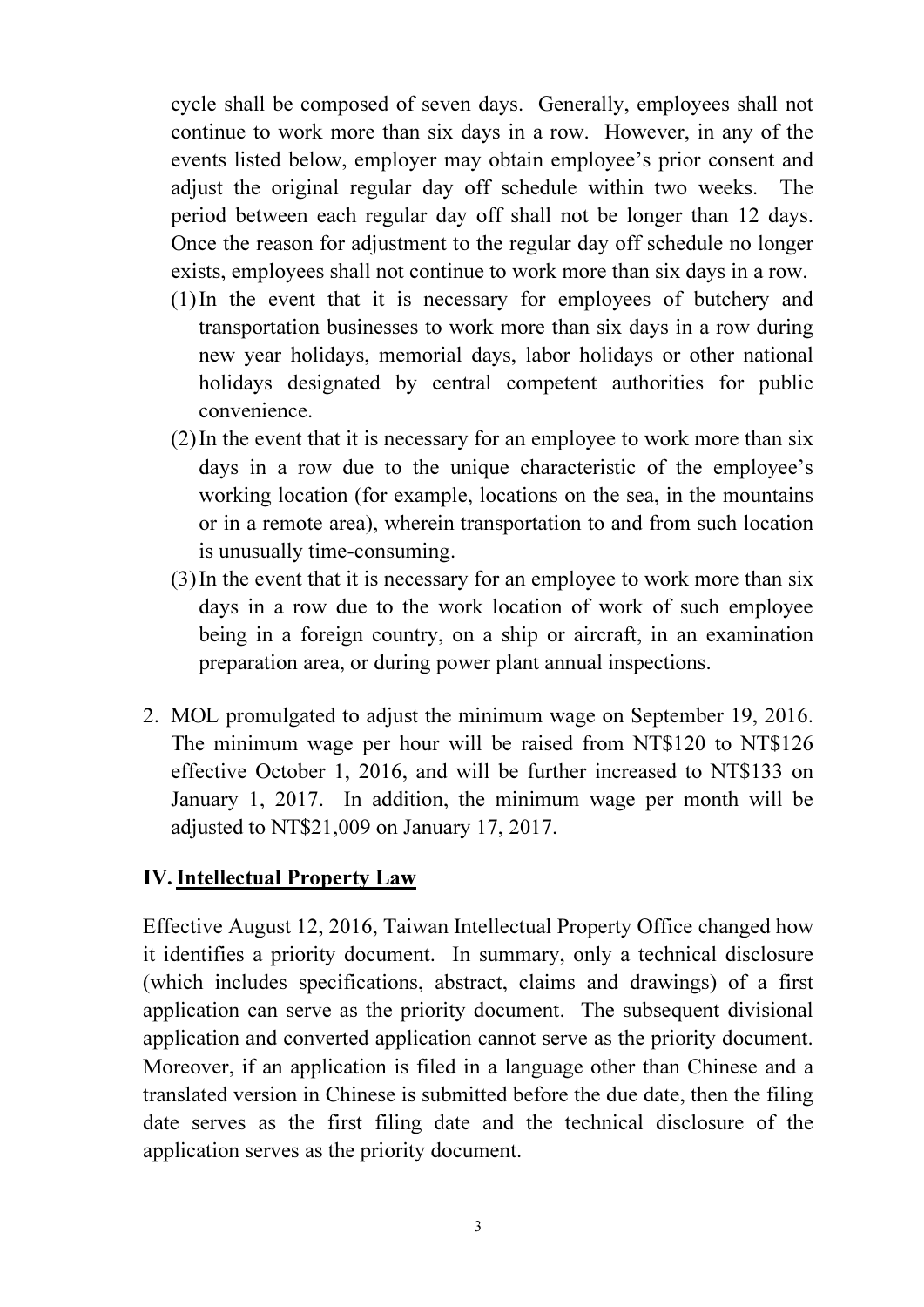cycle shall be composed of seven days. Generally, employees shall not continue to work more than six days in a row. However, in any of the events listed below, employer may obtain employee's prior consent and adjust the original regular day off schedule within two weeks. The period between each regular day off shall not be longer than 12 days. Once the reason for adjustment to the regular day off schedule no longer exists, employees shall not continue to work more than six days in a row.

(1) In the event that it is necessary for employees of butchery and transportation businesses to work more than six days in a row during new year holidays, memorial days, labor holidays or other national holidays designated by central competent authorities for public convenience.

(2) In the event that it is necessary for an employee to work more than six days in a row due to the unique characteristic of the employee's working location (for example, locations on the sea, in the mountains or in a remote area), wherein transportation to and from such location is unusually time-consuming.

(3) In the event that it is necessary for an employee to work more than six days in a row due to the work location of work of such employee being in a foreign country, on a ship or aircraft, in an examination preparation area, or during power plant annual inspections.

2. MOL promulgated to adjust the minimum wage on September 19, 2016. The minimum wage per hour will be raised from NT$120 to NT$126 effective October 1, 2016, and will be further increased to NT$133 on January 1, 2017. In addition, the minimum wage per month will be adjusted to NT$21,009 on January 17, 2017.

## IV. Intellectual Property Law

Effective August 12, 2016, Taiwan Intellectual Property Office changed how it identifies a priority document. In summary, only a technical disclosure (which includes specifications, abstract, claims and drawings) of a first application can serve as the priority document. The subsequent divisional application and converted application cannot serve as the priority document. Moreover, if an application is filed in a language other than Chinese and a translated version in Chinese is submitted before the due date, then the filing date serves as the first filing date and the technical disclosure of the application serves as the priority document.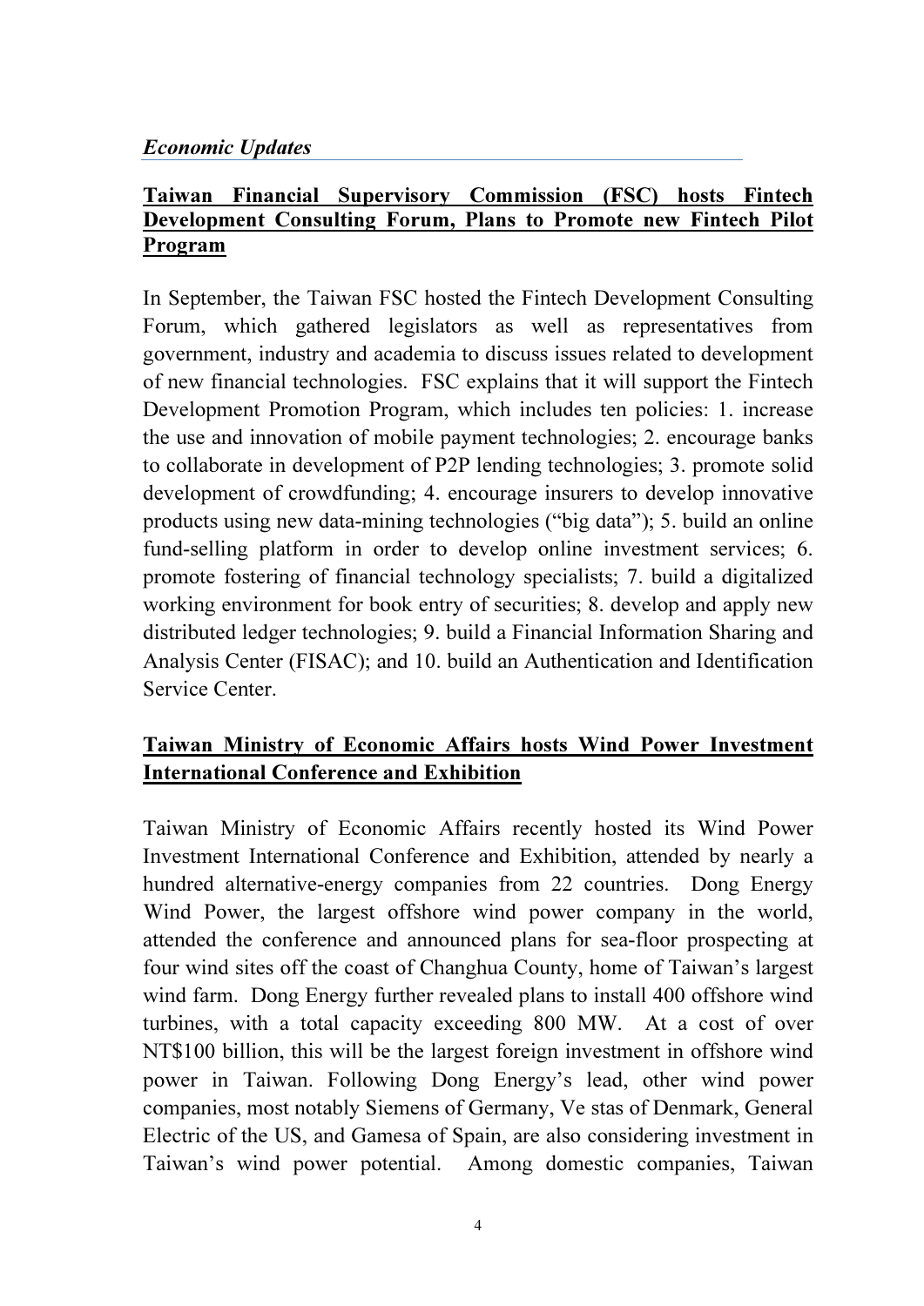*Economic Updates*

## Taiwan Financial Supervisory Commission (FSC) hosts Fintech Development Consulting Forum, Plans to Promote new Fintech Pilot Program

In September, the Taiwan FSC hosted the Fintech Development Consulting Forum, which gathered legislators as well as representatives from government, industry and academia to discuss issues related to development of new financial technologies. FSC explains that it will support the Fintech Development Promotion Program, which includes ten policies: 1. increase the use and innovation of mobile payment technologies; 2. encourage banks to collaborate in development of P2P lending technologies; 3. promote solid development of crowdfunding; 4. encourage insurers to develop innovative products using new data-mining technologies ("big data"); 5. build an online fund-selling platform in order to develop online investment services; 6. promote fostering of financial technology specialists; 7. build a digitalized working environment for book entry of securities; 8. develop and apply new distributed ledger technologies; 9. build a Financial Information Sharing and Analysis Center (FISAC); and 10. build an Authentication and Identification Service Center.

## Taiwan Ministry of Economic Affairs hosts Wind Power Investment International Conference and Exhibition

Taiwan Ministry of Economic Affairs recently hosted its Wind Power Investment International Conference and Exhibition, attended by nearly a hundred alternative-energy companies from 22 countries. Dong Energy Wind Power, the largest offshore wind power company in the world, attended the conference and announced plans for sea-floor prospecting at four wind sites off the coast of Changhua County, home of Taiwan's largest wind farm. Dong Energy further revealed plans to install 400 offshore wind turbines, with a total capacity exceeding 800 MW. At a cost of over NT$100 billion, this will be the largest foreign investment in offshore wind power in Taiwan. Following Dong Energy's lead, other wind power companies, most notably Siemens of Germany, Ve stas of Denmark, General Electric of the US, and Gamesa of Spain, are also considering investment in Taiwan's wind power potential. Among domestic companies, Taiwan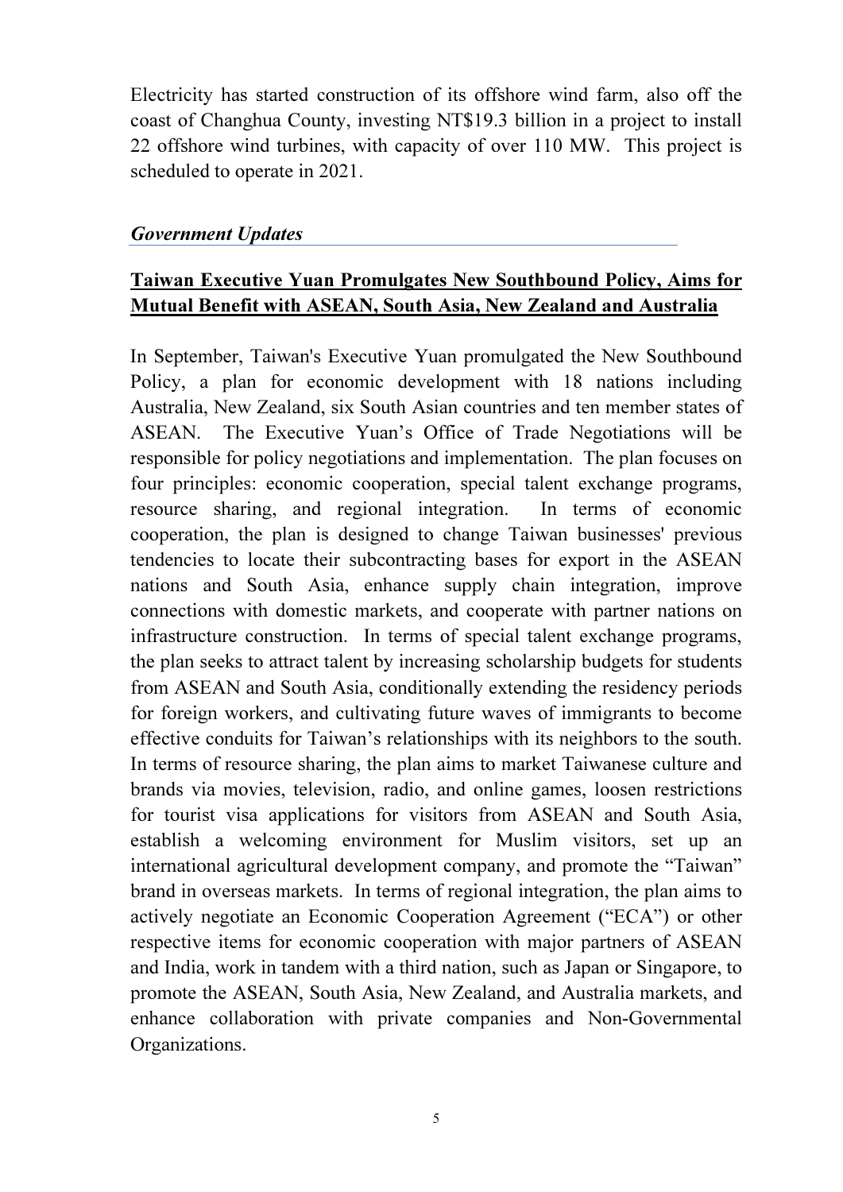Electricity has started construction of its offshore wind farm, also off the coast of Changhua County, investing NT$19.3 billion in a project to install 22 offshore wind turbines, with capacity of over 110 MW. This project is scheduled to operate in 2021.

### *Government Updates*

## Taiwan Executive Yuan Promulgates New Southbound Policy, Aims for Mutual Benefit with ASEAN, South Asia, New Zealand and Australia

In September, Taiwan's Executive Yuan promulgated the New Southbound Policy, a plan for economic development with 18 nations including Australia, New Zealand, six South Asian countries and ten member states of ASEAN. The Executive Yuan's Office of Trade Negotiations will be responsible for policy negotiations and implementation. The plan focuses on four principles: economic cooperation, special talent exchange programs, resource sharing, and regional integration. In terms of economic cooperation, the plan is designed to change Taiwan businesses' previous tendencies to locate their subcontracting bases for export in the ASEAN nations and South Asia, enhance supply chain integration, improve connections with domestic markets, and cooperate with partner nations on infrastructure construction. In terms of special talent exchange programs, the plan seeks to attract talent by increasing scholarship budgets for students from ASEAN and South Asia, conditionally extending the residency periods for foreign workers, and cultivating future waves of immigrants to become effective conduits for Taiwan's relationships with its neighbors to the south. In terms of resource sharing, the plan aims to market Taiwanese culture and brands via movies, television, radio, and online games, loosen restrictions for tourist visa applications for visitors from ASEAN and South Asia, establish a welcoming environment for Muslim visitors, set up an international agricultural development company, and promote the "Taiwan" brand in overseas markets. In terms of regional integration, the plan aims to actively negotiate an Economic Cooperation Agreement ("ECA") or other respective items for economic cooperation with major partners of ASEAN and India, work in tandem with a third nation, such as Japan or Singapore, to promote the ASEAN, South Asia, New Zealand, and Australia markets, and enhance collaboration with private companies and Non-Governmental Organizations.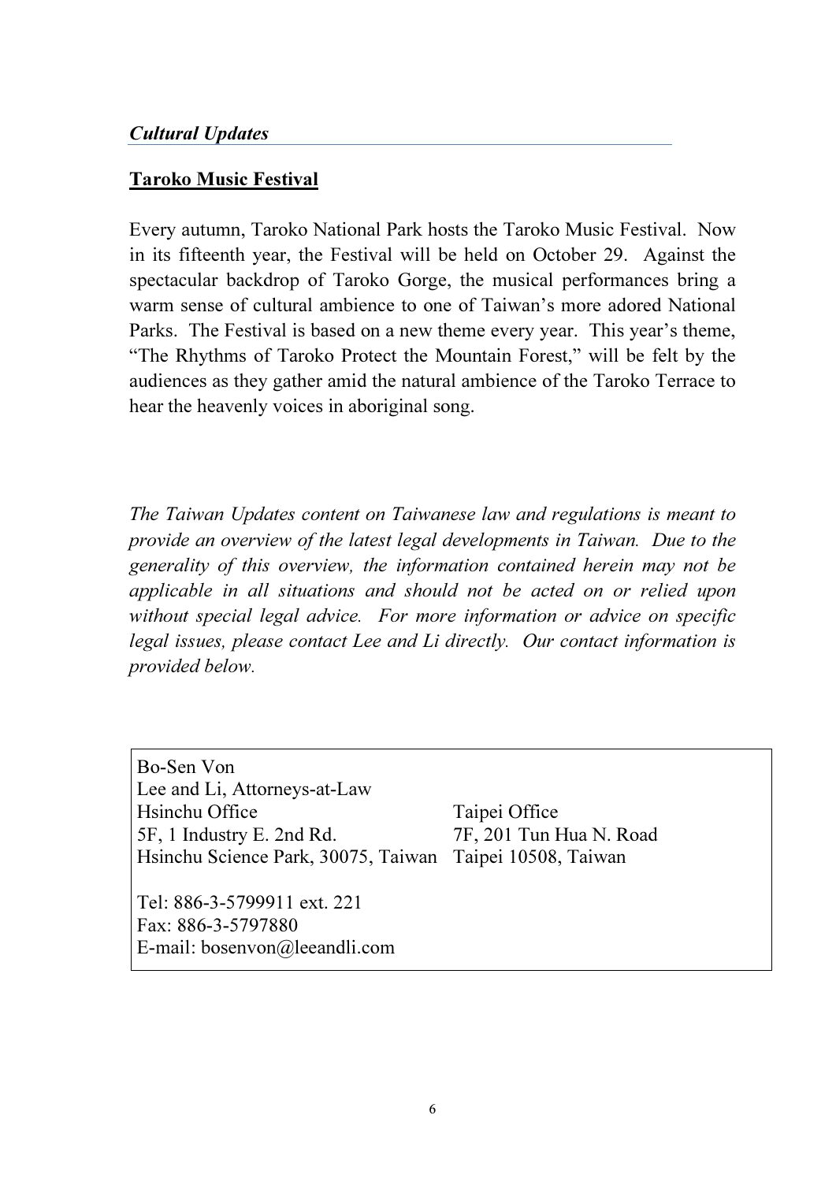*Cultural Updates*

## Taroko Music Festival

Every autumn, Taroko National Park hosts the Taroko Music Festival. Now in its fifteenth year, the Festival will be held on October 29. Against the spectacular backdrop of Taroko Gorge, the musical performances bring a warm sense of cultural ambience to one of Taiwan's more adored National Parks. The Festival is based on a new theme every year. This year's theme, "The Rhythms of Taroko Protect the Mountain Forest," will be felt by the audiences as they gather amid the natural ambience of the Taroko Terrace to hear the heavenly voices in aboriginal song.

*The Taiwan Updates content on Taiwanese law and regulations is meant to provide an overview of the latest legal developments in Taiwan. Due to the generality of this overview, the information contained herein may not be applicable in all situations and should not be acted on or relied upon without special legal advice. For more information or advice on specific legal issues, please contact Lee and Li directly. Our contact information is provided below.*

Bo-Sen Von
Lee and Li, Attorneys-at-Law

Hsinchu Office
5F, 1 Industry E. 2nd Rd.
Hsinchu Science Park, 30075, Taiwan

Taipei Office
7F, 201 Tun Hua N. Road
Taipei 10508, Taiwan

Tel: 886-3-5799911 ext. 221
Fax: 886-3-5797880
E-mail: bosenvon@leeandli.com